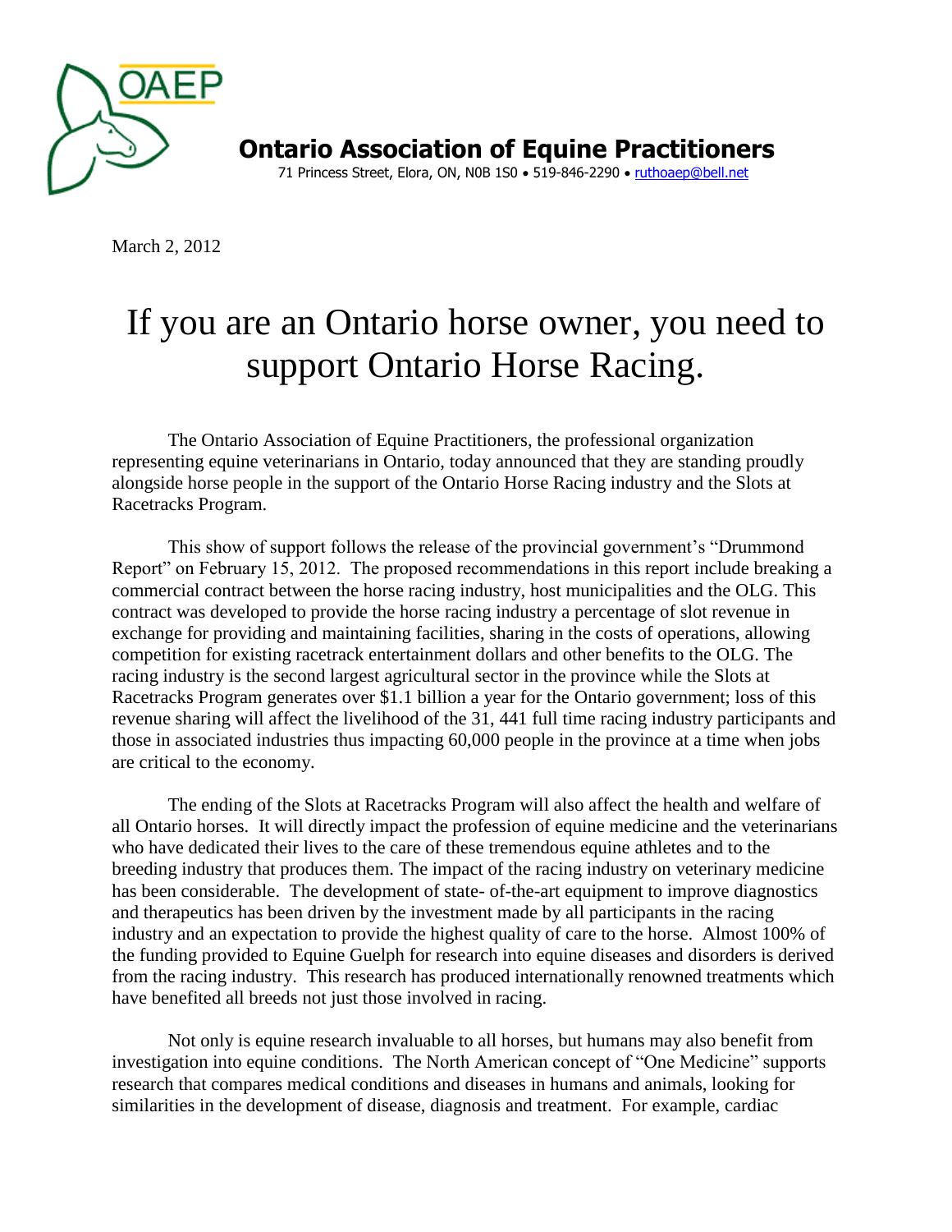**Ontario Association of Equine Practitioners**

71 Princess Street, Elora, ON, N0B 1S0 • 519-846-2290 • ruthoaep@bell.net

March 2, 2012

# If you are an Ontario horse owner, you need to support Ontario Horse Racing.

The Ontario Association of Equine Practitioners, the professional organization representing equine veterinarians in Ontario, today announced that they are standing proudly alongside horse people in the support of the Ontario Horse Racing industry and the Slots at Racetracks Program.

This show of support follows the release of the provincial government's "Drummond Report" on February 15, 2012. The proposed recommendations in this report include breaking a commercial contract between the horse racing industry, host municipalities and the OLG. This contract was developed to provide the horse racing industry a percentage of slot revenue in exchange for providing and maintaining facilities, sharing in the costs of operations, allowing competition for existing racetrack entertainment dollars and other benefits to the OLG. The racing industry is the second largest agricultural sector in the province while the Slots at Racetracks Program generates over $1.1 billion a year for the Ontario government; loss of this revenue sharing will affect the livelihood of the 31, 441 full time racing industry participants and those in associated industries thus impacting 60,000 people in the province at a time when jobs are critical to the economy.

The ending of the Slots at Racetracks Program will also affect the health and welfare of all Ontario horses. It will directly impact the profession of equine medicine and the veterinarians who have dedicated their lives to the care of these tremendous equine athletes and to the breeding industry that produces them. The impact of the racing industry on veterinary medicine has been considerable. The development of state- of-the-art equipment to improve diagnostics and therapeutics has been driven by the investment made by all participants in the racing industry and an expectation to provide the highest quality of care to the horse. Almost 100% of the funding provided to Equine Guelph for research into equine diseases and disorders is derived from the racing industry. This research has produced internationally renowned treatments which have benefited all breeds not just those involved in racing.

Not only is equine research invaluable to all horses, but humans may also benefit from investigation into equine conditions. The North American concept of "One Medicine" supports research that compares medical conditions and diseases in humans and animals, looking for similarities in the development of disease, diagnosis and treatment. For example, cardiac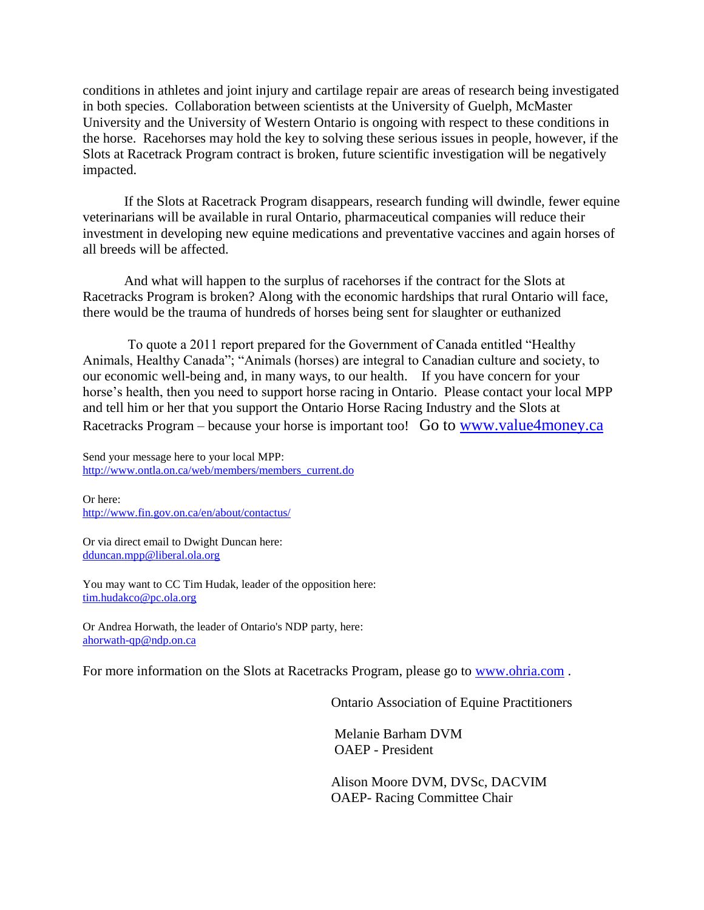conditions in athletes and joint injury and cartilage repair are areas of research being investigated in both species. Collaboration between scientists at the University of Guelph, McMaster University and the University of Western Ontario is ongoing with respect to these conditions in the horse. Racehorses may hold the key to solving these serious issues in people, however, if the Slots at Racetrack Program contract is broken, future scientific investigation will be negatively impacted.

If the Slots at Racetrack Program disappears, research funding will dwindle, fewer equine veterinarians will be available in rural Ontario, pharmaceutical companies will reduce their investment in developing new equine medications and preventative vaccines and again horses of all breeds will be affected.

And what will happen to the surplus of racehorses if the contract for the Slots at Racetracks Program is broken? Along with the economic hardships that rural Ontario will face, there would be the trauma of hundreds of horses being sent for slaughter or euthanized

To quote a 2011 report prepared for the Government of Canada entitled "Healthy Animals, Healthy Canada"; "Animals (horses) are integral to Canadian culture and society, to our economic well-being and, in many ways, to our health. If you have concern for your horse's health, then you need to support horse racing in Ontario. Please contact your local MPP and tell him or her that you support the Ontario Horse Racing Industry and the Slots at Racetracks Program – because your horse is important too! Go to www.value4money.ca

Send your message here to your local MPP:
http://www.ontla.on.ca/web/members/members_current.do

Or here:
http://www.fin.gov.on.ca/en/about/contactus/

Or via direct email to Dwight Duncan here:
dduncan.mpp@liberal.ola.org

You may want to CC Tim Hudak, leader of the opposition here:
tim.hudakco@pc.ola.org

Or Andrea Horwath, the leader of Ontario's NDP party, here:
ahorwath-qp@ndp.on.ca

For more information on the Slots at Racetracks Program, please go to www.ohria.com .

Ontario Association of Equine Practitioners

Melanie Barham DVM
OAEP - President

Alison Moore DVM, DVSc, DACVIM
OAEP- Racing Committee Chair